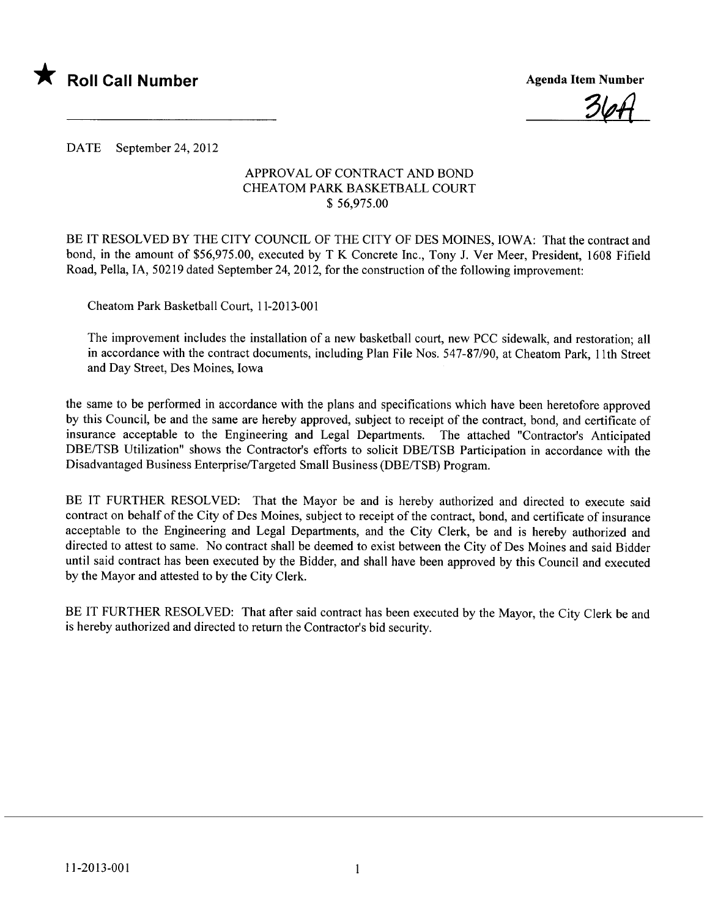★ **Roll Call Number**

**Agenda Item Number**

36A

DATE September 24, 2012

APPROVAL OF CONTRACT AND BOND
CHEATOM PARK BASKETBALL COURT
$ 56,975.00

BE IT RESOLVED BY THE CITY COUNCIL OF THE CITY OF DES MOINES, IOWA: That the contract and bond, in the amount of $56,975.00, executed by T K Concrete Inc., Tony J. Ver Meer, President, 1608 Fifield Road, Pella, IA, 50219 dated September 24, 2012, for the construction of the following improvement:

Cheatom Park Basketball Court, 11-2013-001

The improvement includes the installation of a new basketball court, new PCC sidewalk, and restoration; all in accordance with the contract documents, including Plan File Nos. 547-87/90, at Cheatom Park, 11th Street and Day Street, Des Moines, Iowa

the same to be performed in accordance with the plans and specifications which have been heretofore approved by this Council, be and the same are hereby approved, subject to receipt of the contract, bond, and certificate of insurance acceptable to the Engineering and Legal Departments. The attached "Contractor's Anticipated DBE/TSB Utilization" shows the Contractor's efforts to solicit DBE/TSB Participation in accordance with the Disadvantaged Business Enterprise/Targeted Small Business (DBE/TSB) Program.

BE IT FURTHER RESOLVED: That the Mayor be and is hereby authorized and directed to execute said contract on behalf of the City of Des Moines, subject to receipt of the contract, bond, and certificate of insurance acceptable to the Engineering and Legal Departments, and the City Clerk, be and is hereby authorized and directed to attest to same. No contract shall be deemed to exist between the City of Des Moines and said Bidder until said contract has been executed by the Bidder, and shall have been approved by this Council and executed by the Mayor and attested to by the City Clerk.

BE IT FURTHER RESOLVED: That after said contract has been executed by the Mayor, the City Clerk be and is hereby authorized and directed to return the Contractor's bid security.

11-2013-001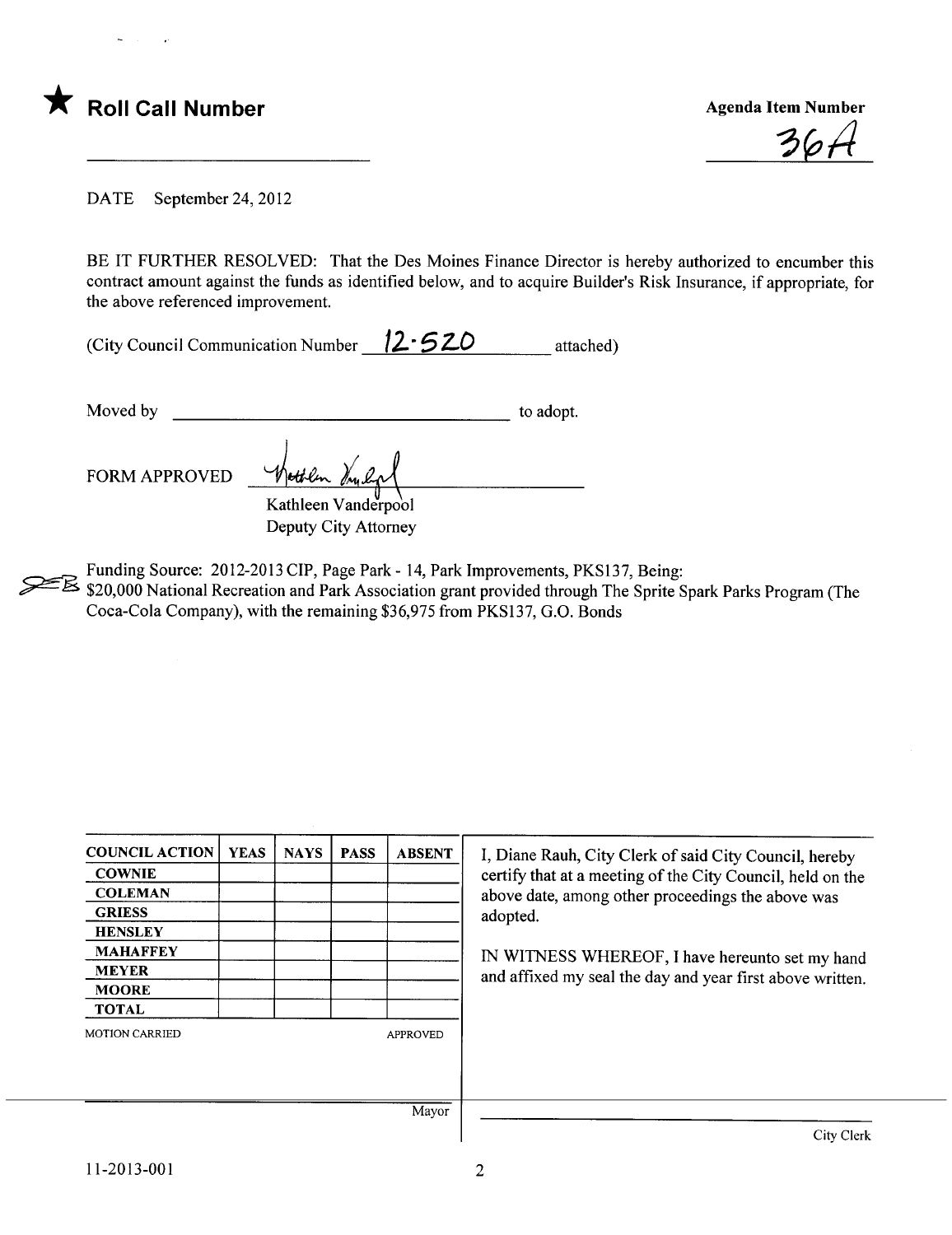★ **Roll Call Number**

**Agenda Item Number**

36A

DATE September 24, 2012

BE IT FURTHER RESOLVED: That the Des Moines Finance Director is hereby authorized to encumber this contract amount against the funds as identified below, and to acquire Builder's Risk Insurance, if appropriate, for the above referenced improvement.

(City Council Communication Number 12-520 attached)

Moved by ______________________________ to adopt.

FORM APPROVED

Kathleen Vanderpool
Deputy City Attorney

Funding Source: 2012-2013 CIP, Page Park - 14, Park Improvements, PKS137, Being:
$20,000 National Recreation and Park Association grant provided through The Sprite Spark Parks Program (The Coca-Cola Company), with the remaining $36,975 from PKS137, G.O. Bonds

| COUNCIL ACTION | YEAS | NAYS | PASS | ABSENT |
|---|---|---|---|---|
| COWNIE | | | | |
| COLEMAN | | | | |
| GRIESS | | | | |
| HENSLEY | | | | |
| MAHAFFEY | | | | |
| MEYER | | | | |
| MOORE | | | | |
| TOTAL | | | | |
| MOTION CARRIED | | | | APPROVED |

Mayor

I, Diane Rauh, City Clerk of said City Council, hereby certify that at a meeting of the City Council, held on the above date, among other proceedings the above was adopted.

IN WITNESS WHEREOF, I have hereunto set my hand and affixed my seal the day and year first above written.

City Clerk

11-2013-001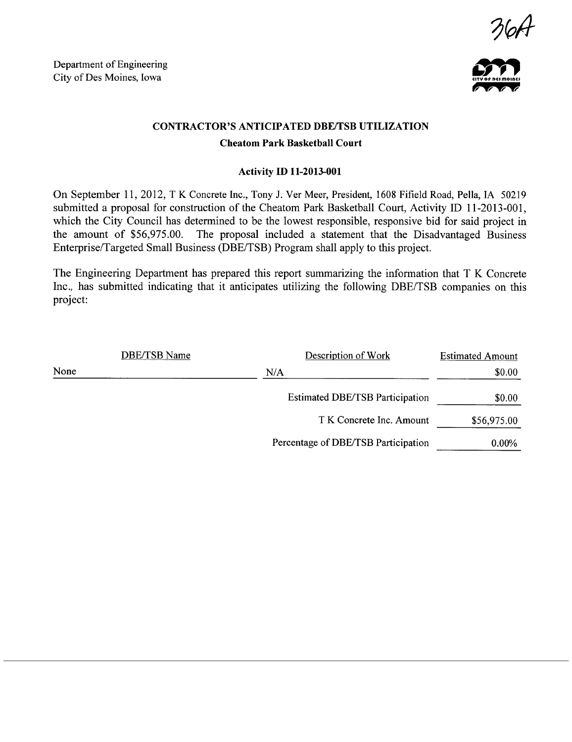36A

Department of Engineering
City of Des Moines, Iowa

## CONTRACTOR'S ANTICIPATED DBE/TSB UTILIZATION

### Cheatom Park Basketball Court

### Activity ID 11-2013-001

On September 11, 2012, T K Concrete Inc., Tony J. Ver Meer, President, 1608 Fifield Road, Pella, IA 50219 submitted a proposal for construction of the Cheatom Park Basketball Court, Activity ID 11-2013-001, which the City Council has determined to be the lowest responsible, responsive bid for said project in the amount of $56,975.00. The proposal included a statement that the Disadvantaged Business Enterprise/Targeted Small Business (DBE/TSB) Program shall apply to this project.

The Engineering Department has prepared this report summarizing the information that T K Concrete Inc., has submitted indicating that it anticipates utilizing the following DBE/TSB companies on this project:

| DBE/TSB Name | Description of Work | Estimated Amount |
|---|---|---|
| None | N/A | $0.00 |
| | Estimated DBE/TSB Participation | $0.00 |
| | T K Concrete Inc. Amount | $56,975.00 |
| | Percentage of DBE/TSB Participation | 0.00% |